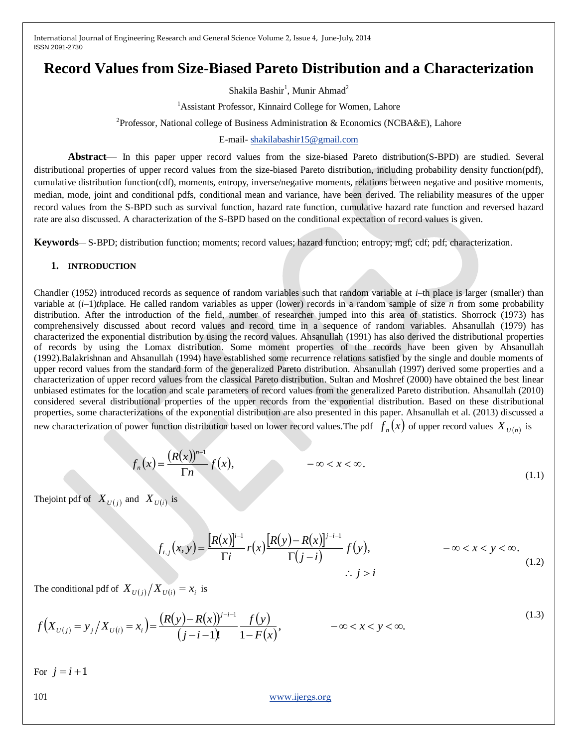# Record Values from Size-Biased Pareto Distribution and a Characterization

Shakila Bashir[1], Munir Ahmad[2]

[1]Assistant Professor, Kinnaird College for Women, Lahore

[2]Professor, National college of Business Administration & Economics (NCBA&E), Lahore

E-mail- shakilabashir15@gmail.com

**Abstract**— In this paper upper record values from the size-biased Pareto distribution(S-BPD) are studied. Several distributional properties of upper record values from the size-biased Pareto distribution, including probability density function(pdf), cumulative distribution function(cdf), moments, entropy, inverse/negative moments, relations between negative and positive moments, median, mode, joint and conditional pdfs, conditional mean and variance, have been derived. The reliability measures of the upper record values from the S-BPD such as survival function, hazard rate function, cumulative hazard rate function and reversed hazard rate are also discussed. A characterization of the S-BPD based on the conditional expectation of record values is given.

**Keywords**— S-BPD; distribution function; moments; record values; hazard function; entropy; mgf; cdf; pdf; characterization.

## 1. INTRODUCTION

Chandler (1952) introduced records as sequence of random variables such that random variable at *i*–th place is larger (smaller) than variable at (*i*–1)*th*place. He called random variables as upper (lower) records in a random sample of size *n* from some probability distribution. After the introduction of the field, number of researcher jumped into this area of statistics. Shorrock (1973) has comprehensively discussed about record values and record time in a sequence of random variables. Ahsanullah (1979) has characterized the exponential distribution by using the record values. Ahsanullah (1991) has also derived the distributional properties of records by using the Lomax distribution. Some moment properties of the records have been given by Ahsanullah (1992).Balakrishnan and Ahsanullah (1994) have established some recurrence relations satisfied by the single and double moments of upper record values from the standard form of the generalized Pareto distribution. Ahsanullah (1997) derived some properties and a characterization of upper record values from the classical Pareto distribution. Sultan and Moshref (2000) have obtained the best linear unbiased estimates for the location and scale parameters of record values from the generalized Pareto distribution. Ahsanullah (2010) considered several distributional properties of the upper records from the exponential distribution. Based on these distributional properties, some characterizations of the exponential distribution are also presented in this paper. Ahsanullah et al. (2013) discussed a new characterization of power function distribution based on lower record values.The pdf $f_n(x)$ of upper record values $X_{U(n)}$ is

$$f_n(x) = \frac{(R(x))^{n-1}}{\Gamma n} f(x), \qquad -\infty < x < \infty. \tag{1.1}$$

Thejoint pdf of $X_{U(j)}$ and $X_{U(i)}$ is

$$f_{i,j}(x,y) = \frac{[R(x)]^{i-1}}{\Gamma i} r(x) \frac{[R(y)-R(x)]^{j-i-1}}{\Gamma(j-i)} f(y), \qquad -\infty < x < y < \infty. \quad \therefore\ j > i \tag{1.2}$$

The conditional pdf of $X_{U(j)} / X_{U(i)} = x_i$ is

$$f\left(X_{U(j)} = y_j / X_{U(i)} = x_i\right) = \frac{(R(y)-R(x))^{j-i-1}}{(j-i-1)!} \frac{f(y)}{1-F(x)}, \qquad -\infty < x < y < \infty. \tag{1.3}$$

For $j = i+1$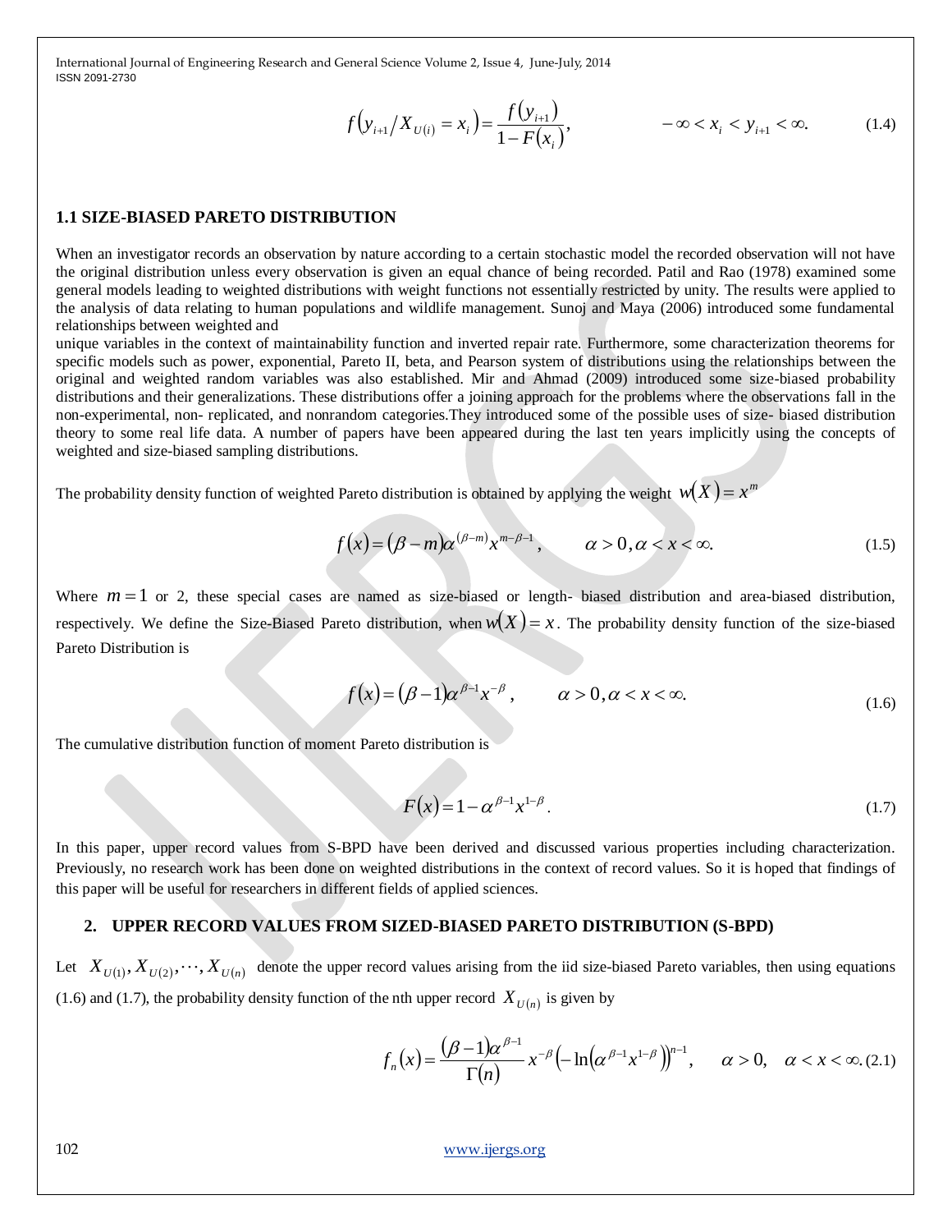$$f\left(y_{i+1} / X_{U(i)} = x_i\right) = \frac{f\left(y_{i+1}\right)}{1 - F\left(x_i\right)}, \qquad -\infty < x_i < y_{i+1} < \infty. \tag{1.4}$$

### 1.1 SIZE-BIASED PARETO DISTRIBUTION

When an investigator records an observation by nature according to a certain stochastic model the recorded observation will not have the original distribution unless every observation is given an equal chance of being recorded. Patil and Rao (1978) examined some general models leading to weighted distributions with weight functions not essentially restricted by unity. The results were applied to the analysis of data relating to human populations and wildlife management. Sunoj and Maya (2006) introduced some fundamental relationships between weighted and unique variables in the context of maintainability function and inverted repair rate. Furthermore, some characterization theorems for specific models such as power, exponential, Pareto II, beta, and Pearson system of distributions using the relationships between the original and weighted random variables was also established. Mir and Ahmad (2009) introduced some size-biased probability distributions and their generalizations. These distributions offer a joining approach for the problems where the observations fall in the non-experimental, non- replicated, and nonrandom categories.They introduced some of the possible uses of size- biased distribution theory to some real life data. A number of papers have been appeared during the last ten years implicitly using the concepts of weighted and size-biased sampling distributions.

The probability density function of weighted Pareto distribution is obtained by applying the weight $w(X) = x^m$

$$f(x) = (\beta - m)\alpha^{(\beta - m)} x^{m - \beta - 1}, \qquad \alpha > 0, \alpha < x < \infty. \tag{1.5}$$

Where $m = 1$ or 2, these special cases are named as size-biased or length- biased distribution and area-biased distribution, respectively. We define the Size-Biased Pareto distribution, when $w(X) = x$. The probability density function of the size-biased Pareto Distribution is

$$f(x) = (\beta - 1)\alpha^{\beta - 1} x^{-\beta}, \qquad \alpha > 0, \alpha < x < \infty. \tag{1.6}$$

The cumulative distribution function of moment Pareto distribution is

$$F(x) = 1 - \alpha^{\beta - 1} x^{1 - \beta}. \tag{1.7}$$

In this paper, upper record values from S-BPD have been derived and discussed various properties including characterization. Previously, no research work has been done on weighted distributions in the context of record values. So it is hoped that findings of this paper will be useful for researchers in different fields of applied sciences.

## 2. UPPER RECORD VALUES FROM SIZED-BIASED PARETO DISTRIBUTION (S-BPD)

Let $X_{U(1)}, X_{U(2)}, \cdots, X_{U(n)}$ denote the upper record values arising from the iid size-biased Pareto variables, then using equations (1.6) and (1.7), the probability density function of the nth upper record $X_{U(n)}$ is given by

$$f_n(x) = \frac{(\beta - 1)\alpha^{\beta - 1}}{\Gamma(n)} x^{-\beta} \left(-\ln\left(\alpha^{\beta - 1} x^{1 - \beta}\right)\right)^{n - 1}, \qquad \alpha > 0, \quad \alpha < x < \infty. \tag{2.1}$$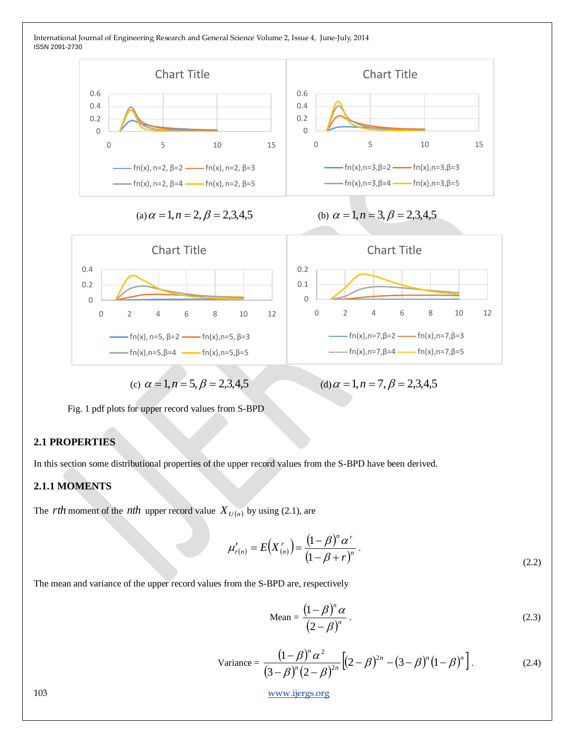(a) $\alpha = 1, n = 2, \beta = 2,3,4,5$

(b) $\alpha = 1, n = 3, \beta = 2,3,4,5$

(c) $\alpha = 1, n = 5, \beta = 2,3,4,5$

(d) $\alpha = 1, n = 7, \beta = 2,3,4,5$

Fig. 1 pdf plots for upper record values from S-BPD

## 2.1 PROPERTIES

In this section some distributional properties of the upper record values from the S-BPD have been derived.

### 2.1.1 MOMENTS

The $rth$ moment of the $nth$ upper record value $X_{U(n)}$ by using (2.1), are

$$\mu'_{r(n)} = E\left(X^{r}_{(n)}\right) = \frac{(1-\beta)^{n}\alpha^{r}}{(1-\beta+r)^{n}}. \tag{2.2}$$

The mean and variance of the upper record values from the S-BPD are, respectively

$$\text{Mean} = \frac{(1-\beta)^{n}\alpha}{(2-\beta)^{n}}. \tag{2.3}$$

$$\text{Variance} = \frac{(1-\beta)^{n}\alpha^{2}}{(3-\beta)^{n}(2-\beta)^{2n}}\left[(2-\beta)^{2n} - (3-\beta)^{n}(1-\beta)^{n}\right]. \tag{2.4}$$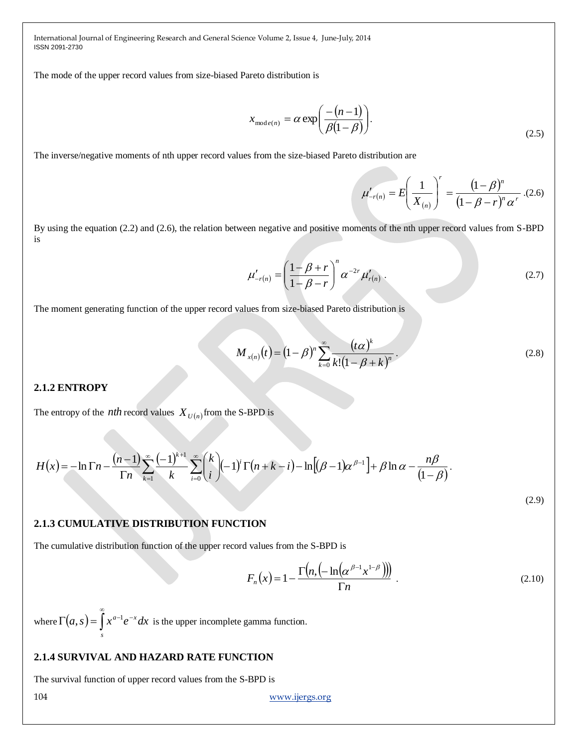The mode of the upper record values from size-biased Pareto distribution is

$$x_{\text{mod}e(n)} = \alpha \exp\left(\frac{-(n-1)}{\beta(1-\beta)}\right). \tag{2.5}$$

The inverse/negative moments of nth upper record values from the size-biased Pareto distribution are

$$\mu'_{-r(n)} = E\left(\frac{1}{X_{(n)}}\right)^r = \frac{(1-\beta)^n}{(1-\beta-r)^n \alpha^r}. \tag{2.6}$$

By using the equation (2.2) and (2.6), the relation between negative and positive moments of the nth upper record values from S-BPD is

$$\mu'_{-r(n)} = \left(\frac{1-\beta+r}{1-\beta-r}\right)^n \alpha^{-2r} \mu'_{r(n)}. \tag{2.7}$$

The moment generating function of the upper record values from size-biased Pareto distribution is

$$M_{x(n)}(t) = (1-\beta)^n \sum_{k=0}^{\infty} \frac{(t\alpha)^k}{k!(1-\beta+k)^n}. \tag{2.8}$$

### 2.1.2 ENTROPY

The entropy of the $nth$ record values $X_{U(n)}$ from the S-BPD is

$$H(x) = -\ln \Gamma n - \frac{(n-1)}{\Gamma n} \sum_{k=1}^{\infty} \frac{(-1)^{k+1}}{k} \sum_{i=0}^{\infty} \binom{k}{i} (-1)^i \Gamma(n+k-i) - \ln\left[(\beta-1)\alpha^{\beta-1}\right] + \beta \ln \alpha - \frac{n\beta}{(1-\beta)}. \tag{2.9}$$

### 2.1.3 CUMULATIVE DISTRIBUTION FUNCTION

The cumulative distribution function of the upper record values from the S-BPD is

$$F_n(x) = 1 - \frac{\Gamma\left(n, \left(-\ln\left(\alpha^{\beta-1} x^{1-\beta}\right)\right)\right)}{\Gamma n}. \tag{2.10}$$

where $\Gamma(a,s) = \int_s^{\infty} x^{a-1} e^{-x} dx$ is the upper incomplete gamma function.

### 2.1.4 SURVIVAL AND HAZARD RATE FUNCTION

The survival function of upper record values from the S-BPD is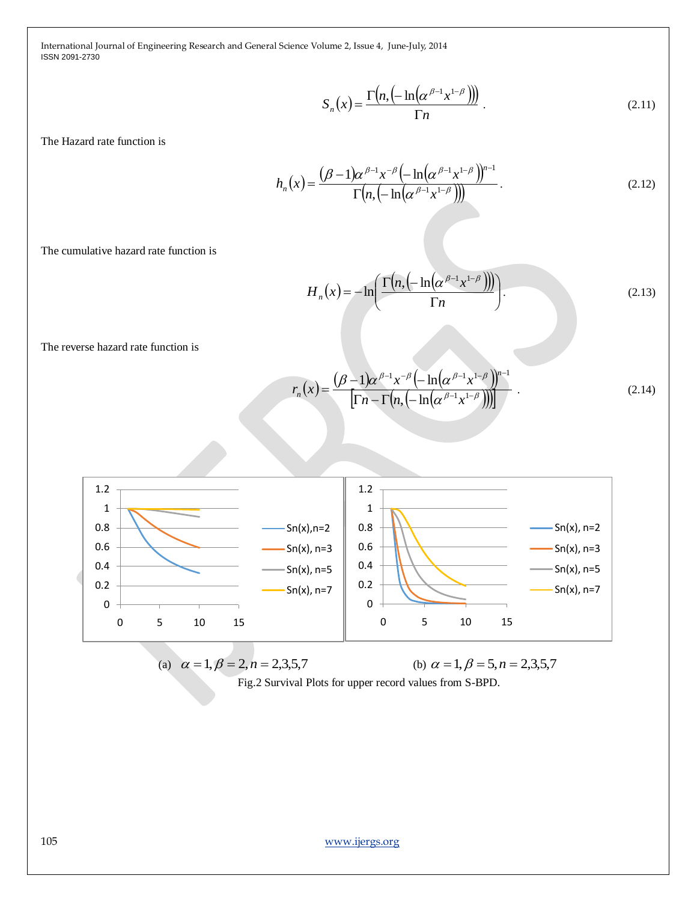$$S_n(x) = \frac{\Gamma\left(n, \left(-\ln\left(\alpha^{\beta-1} x^{1-\beta}\right)\right)\right)}{\Gamma n}. \tag{2.11}$$

The Hazard rate function is

$$h_n(x) = \frac{(\beta-1)\alpha^{\beta-1} x^{-\beta}\left(-\ln\left(\alpha^{\beta-1} x^{1-\beta}\right)\right)^{n-1}}{\Gamma\left(n, \left(-\ln\left(\alpha^{\beta-1} x^{1-\beta}\right)\right)\right)}. \tag{2.12}$$

The cumulative hazard rate function is

$$H_n(x) = -\ln\left(\frac{\Gamma\left(n, \left(-\ln\left(\alpha^{\beta-1} x^{1-\beta}\right)\right)\right)}{\Gamma n}\right). \tag{2.13}$$

The reverse hazard rate function is

$$r_n(x) = \frac{(\beta-1)\alpha^{\beta-1} x^{-\beta}\left(-\ln\left(\alpha^{\beta-1} x^{1-\beta}\right)\right)^{n-1}}{\left[\Gamma n - \Gamma\left(n, \left(-\ln\left(\alpha^{\beta-1} x^{1-\beta}\right)\right)\right)\right]}. \tag{2.14}$$

(a) $\alpha = 1, \beta = 2, n = 2,3,5,7$ (b) $\alpha = 1, \beta = 5, n = 2,3,5,7$

Fig.2 Survival Plots for upper record values from S-BPD.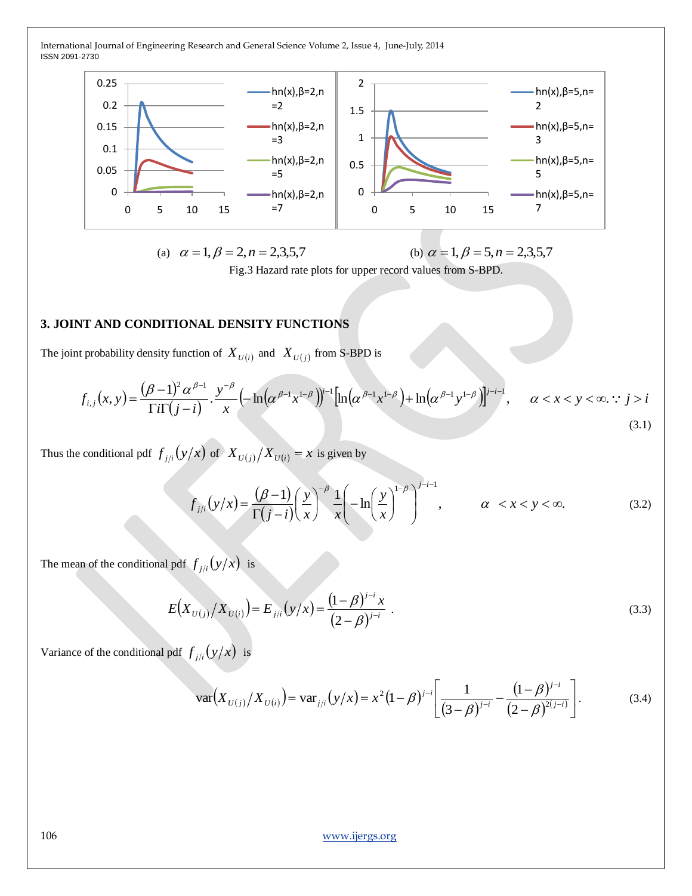(a) $\alpha = 1, \beta = 2, n = 2,3,5,7$ (b) $\alpha = 1, \beta = 5, n = 2,3,5,7$

Fig.3 Hazard rate plots for upper record values from S-BPD.

## 3. JOINT AND CONDITIONAL DENSITY FUNCTIONS

The joint probability density function of $X_{U(i)}$ and $X_{U(j)}$ from S-BPD is

$$f_{i,j}(x,y) = \frac{(\beta-1)^2 \alpha^{\beta-1}}{\Gamma i \Gamma(j-i)} \cdot \frac{y^{-\beta}}{x} \left(-\ln\left(\alpha^{\beta-1} x^{1-\beta}\right)\right)^{i-1} \left[\ln\left(\alpha^{\beta-1} x^{1-\beta}\right) + \ln\left(\alpha^{\beta-1} y^{1-\beta}\right)\right]^{j-i-1}, \quad \alpha < x < y < \infty. \because j > i \tag{3.1}$$

Thus the conditional pdf $f_{j/i}(y/x)$ of $X_{U(j)}/X_{U(i)} = x$ is given by

$$f_{j/i}(y/x) = \frac{(\beta-1)}{\Gamma(j-i)} \left(\frac{y}{x}\right)^{-\beta} \frac{1}{x} \left(-\ln\left(\frac{y}{x}\right)^{1-\beta}\right)^{j-i-1}, \qquad \alpha < x < y < \infty. \tag{3.2}$$

The mean of the conditional pdf $f_{j/i}(y/x)$ is

$$E\left(X_{U(j)}/X_{U(i)}\right) = E_{j/i}(y/x) = \frac{(1-\beta)^{j-i} x}{(2-\beta)^{j-i}} . \tag{3.3}$$

Variance of the conditional pdf $f_{j/i}(y/x)$ is

$$\operatorname{var}\left(X_{U(j)}/X_{U(i)}\right) = \operatorname{var}_{j/i}(y/x) = x^2 (1-\beta)^{j-i} \left[\frac{1}{(3-\beta)^{j-i}} - \frac{(1-\beta)^{j-i}}{(2-\beta)^{2(j-i)}}\right]. \tag{3.4}$$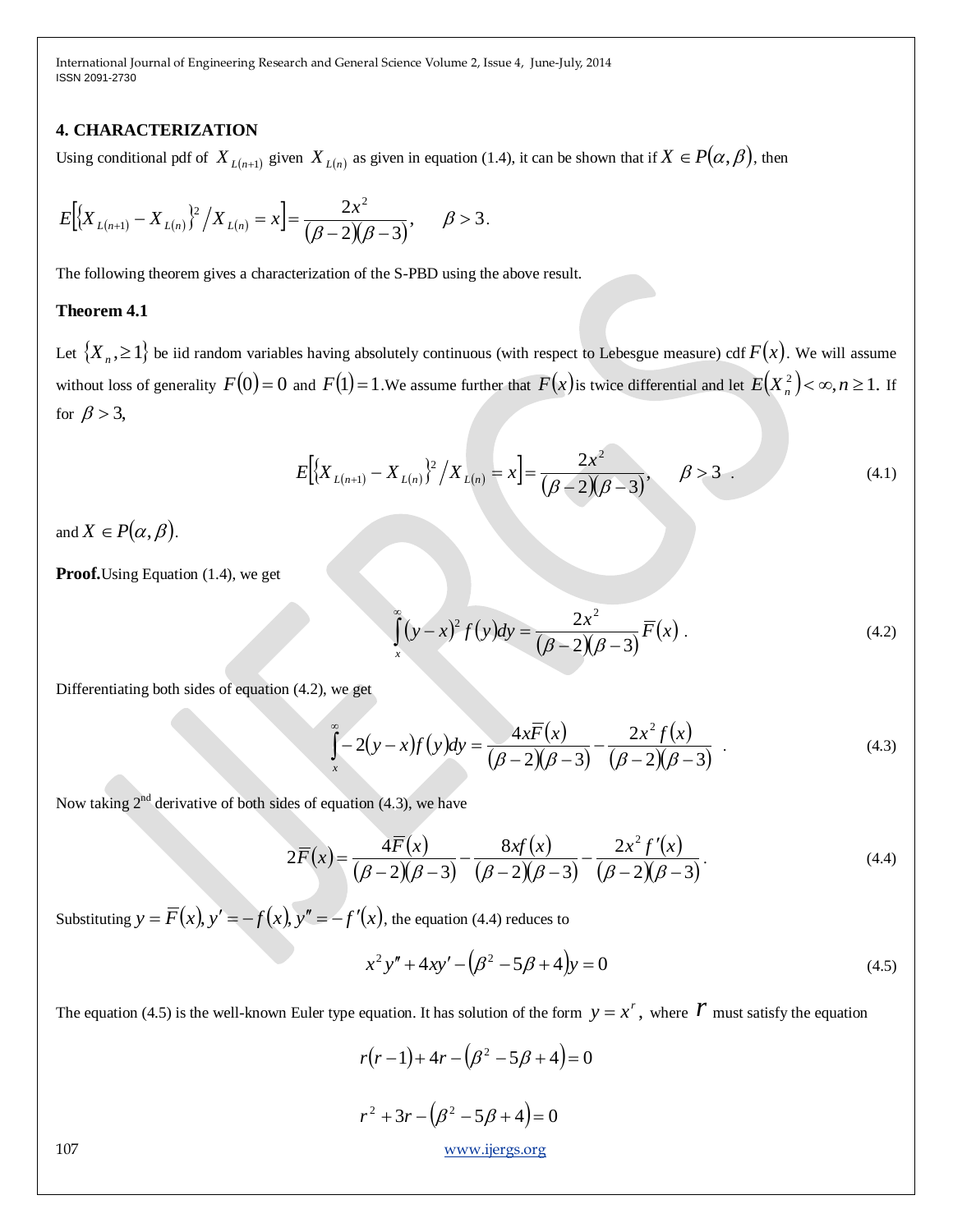## 4. CHARACTERIZATION

Using conditional pdf of $X_{L(n+1)}$ given $X_{L(n)}$ as given in equation (1.4), it can be shown that if $X \in P(\alpha, \beta)$, then

$$E\left[\left\{X_{L(n+1)} - X_{L(n)}\right\}^2 / X_{L(n)} = x\right] = \frac{2x^2}{(\beta-2)(\beta-3)}, \qquad \beta > 3.$$

The following theorem gives a characterization of the S-PBD using the above result.

### Theorem 4.1

Let $\{X_n, \geq 1\}$ be iid random variables having absolutely continuous (with respect to Lebesgue measure) cdf $F(x)$. We will assume without loss of generality $F(0) = 0$ and $F(1) = 1$.We assume further that $F(x)$ is twice differential and let $E(X_n^2) < \infty, n \geq 1$. If for $\beta > 3$,

$$E\left[\left\{X_{L(n+1)} - X_{L(n)}\right\}^2 / X_{L(n)} = x\right] = \frac{2x^2}{(\beta-2)(\beta-3)}, \qquad \beta > 3 \quad . \tag{4.1}$$

and $X \in P(\alpha, \beta)$.

**Proof.** Using Equation (1.4), we get

$$\int_x^\infty (y-x)^2 f(y)dy = \frac{2x^2}{(\beta-2)(\beta-3)} \overline{F}(x) \, . \tag{4.2}$$

Differentiating both sides of equation (4.2), we get

$$\int_x^\infty -2(y-x)f(y)dy = \frac{4x\overline{F}(x)}{(\beta-2)(\beta-3)} - \frac{2x^2 f(x)}{(\beta-2)(\beta-3)} \quad . \tag{4.3}$$

Now taking 2nd derivative of both sides of equation (4.3), we have

$$2\overline{F}(x) = \frac{4\overline{F}(x)}{(\beta-2)(\beta-3)} - \frac{8xf(x)}{(\beta-2)(\beta-3)} - \frac{2x^2 f'(x)}{(\beta-2)(\beta-3)} \, . \tag{4.4}$$

Substituting $y = \overline{F}(x), y' = -f(x), y'' = -f'(x)$, the equation (4.4) reduces to

$$x^2 y'' + 4xy' - (\beta^2 - 5\beta + 4)y = 0 \tag{4.5}$$

The equation (4.5) is the well-known Euler type equation. It has solution of the form $y = x^r$, where $r$ must satisfy the equation

$$r(r-1) + 4r - (\beta^2 - 5\beta + 4) = 0$$

$$r^2 + 3r - (\beta^2 - 5\beta + 4) = 0$$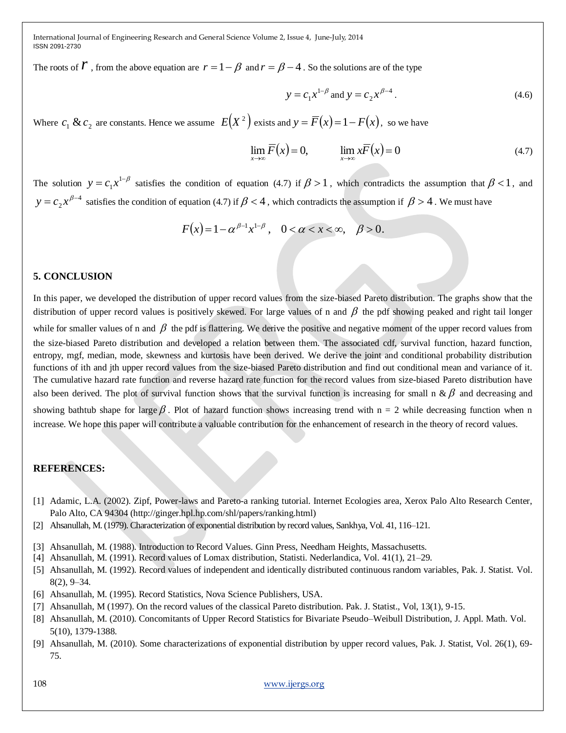The roots of $r$, from the above equation are $r = 1-\beta$ and $r = \beta - 4$. So the solutions are of the type

$$y = c_1 x^{1-\beta} \text{ and } y = c_2 x^{\beta-4}. \tag{4.6}$$

Where $c_1$ & $c_2$ are constants. Hence we assume $E(X^2)$ exists and $y = \overline{F}(x) = 1 - F(x)$, so we have

$$\lim_{x\to\infty} \overline{F}(x) = 0, \qquad \lim_{x\to\infty} x\overline{F}(x) = 0 \tag{4.7}$$

The solution $y = c_1 x^{1-\beta}$ satisfies the condition of equation (4.7) if $\beta > 1$, which contradicts the assumption that $\beta < 1$, and $y = c_2 x^{\beta-4}$ satisfies the condition of equation (4.7) if $\beta < 4$, which contradicts the assumption if $\beta > 4$. We must have

$$F(x) = 1 - \alpha^{\beta-1} x^{1-\beta}, \quad 0 < \alpha < x < \infty, \quad \beta > 0.$$

## 5. CONCLUSION

In this paper, we developed the distribution of upper record values from the size-biased Pareto distribution. The graphs show that the distribution of upper record values is positively skewed. For large values of n and $\beta$ the pdf showing peaked and right tail longer while for smaller values of n and $\beta$ the pdf is flattering. We derive the positive and negative moment of the upper record values from the size-biased Pareto distribution and developed a relation between them. The associated cdf, survival function, hazard function, entropy, mgf, median, mode, skewness and kurtosis have been derived. We derive the joint and conditional probability distribution functions of ith and jth upper record values from the size-biased Pareto distribution and find out conditional mean and variance of it. The cumulative hazard rate function and reverse hazard rate function for the record values from size-biased Pareto distribution have also been derived. The plot of survival function shows that the survival function is increasing for small n & $\beta$ and decreasing and showing bathtub shape for large $\beta$. Plot of hazard function shows increasing trend with n = 2 while decreasing function when n increase. We hope this paper will contribute a valuable contribution for the enhancement of research in the theory of record values.

## REFERENCES:

[1] Adamic, L.A. (2002). Zipf, Power-laws and Pareto-a ranking tutorial. Internet Ecologies area, Xerox Palo Alto Research Center, Palo Alto, CA 94304 (http://ginger.hpl.hp.com/shl/papers/ranking.html)

[2] Ahsanullah, M. (1979). Characterization of exponential distribution by record values, Sankhya, Vol. 41, 116–121.

[3] Ahsanullah, M. (1988). Introduction to Record Values. Ginn Press, Needham Heights, Massachusetts.

[4] Ahsanullah, M. (1991). Record values of Lomax distribution, Statisti. Nederlandica, Vol. 41(1), 21–29.

[5] Ahsanullah, M. (1992). Record values of independent and identically distributed continuous random variables, Pak. J. Statist. Vol. 8(2), 9–34.

[6] Ahsanullah, M. (1995). Record Statistics, Nova Science Publishers, USA.

[7] Ahsanullah, M (1997). On the record values of the classical Pareto distribution. Pak. J. Statist., Vol, 13(1), 9-15.

[8] Ahsanullah, M. (2010). Concomitants of Upper Record Statistics for Bivariate Pseudo–Weibull Distribution, J. Appl. Math. Vol. 5(10), 1379-1388.

[9] Ahsanullah, M. (2010). Some characterizations of exponential distribution by upper record values, Pak. J. Statist, Vol. 26(1), 69-75.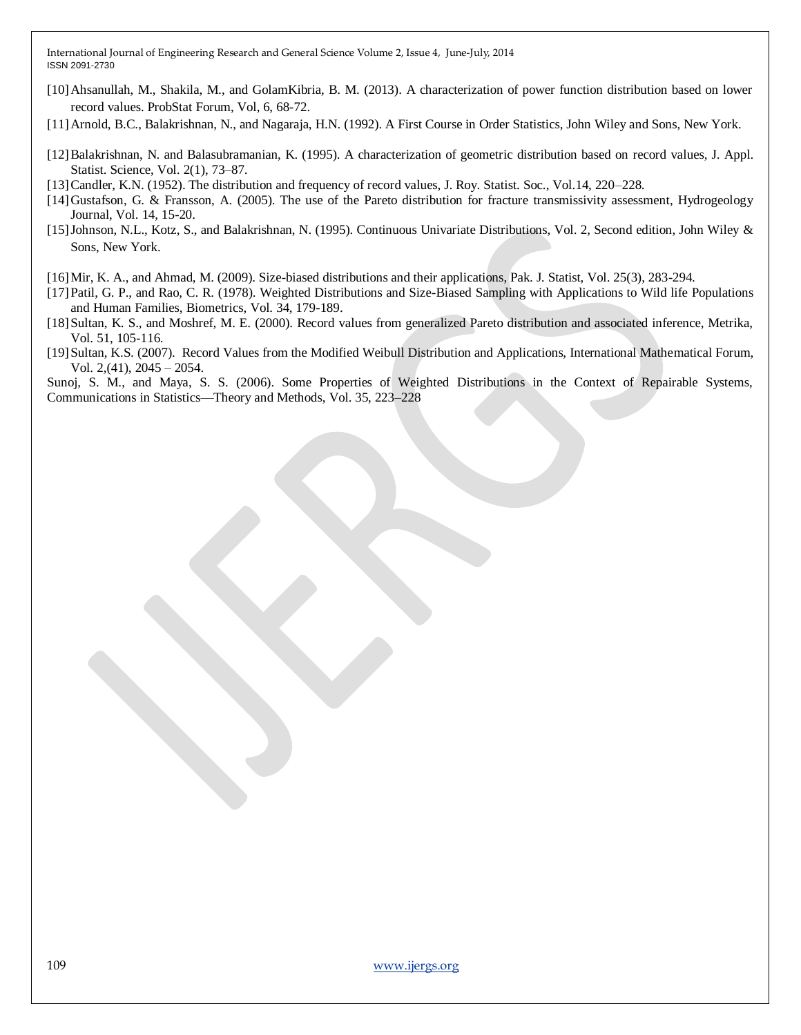[10] Ahsanullah, M., Shakila, M., and GolamKibria, B. M. (2013). A characterization of power function distribution based on lower record values. ProbStat Forum, Vol, 6, 68-72.

[11] Arnold, B.C., Balakrishnan, N., and Nagaraja, H.N. (1992). A First Course in Order Statistics, John Wiley and Sons, New York.

[12] Balakrishnan, N. and Balasubramanian, K. (1995). A characterization of geometric distribution based on record values, J. Appl. Statist. Science, Vol. 2(1), 73–87.

[13] Candler, K.N. (1952). The distribution and frequency of record values, J. Roy. Statist. Soc., Vol.14, 220–228.

[14] Gustafson, G. & Fransson, A. (2005). The use of the Pareto distribution for fracture transmissivity assessment, Hydrogeology Journal, Vol. 14, 15-20.

[15] Johnson, N.L., Kotz, S., and Balakrishnan, N. (1995). Continuous Univariate Distributions, Vol. 2, Second edition, John Wiley & Sons, New York.

[16] Mir, K. A., and Ahmad, M. (2009). Size-biased distributions and their applications, Pak. J. Statist, Vol. 25(3), 283-294.

[17] Patil, G. P., and Rao, C. R. (1978). Weighted Distributions and Size-Biased Sampling with Applications to Wild life Populations and Human Families, Biometrics, Vol. 34, 179-189.

[18] Sultan, K. S., and Moshref, M. E. (2000). Record values from generalized Pareto distribution and associated inference, Metrika, Vol. 51, 105-116.

[19] Sultan, K.S. (2007). Record Values from the Modified Weibull Distribution and Applications, International Mathematical Forum, Vol. 2,(41), 2045 – 2054.

Sunoj, S. M., and Maya, S. S. (2006). Some Properties of Weighted Distributions in the Context of Repairable Systems, Communications in Statistics—Theory and Methods, Vol. 35, 223–228